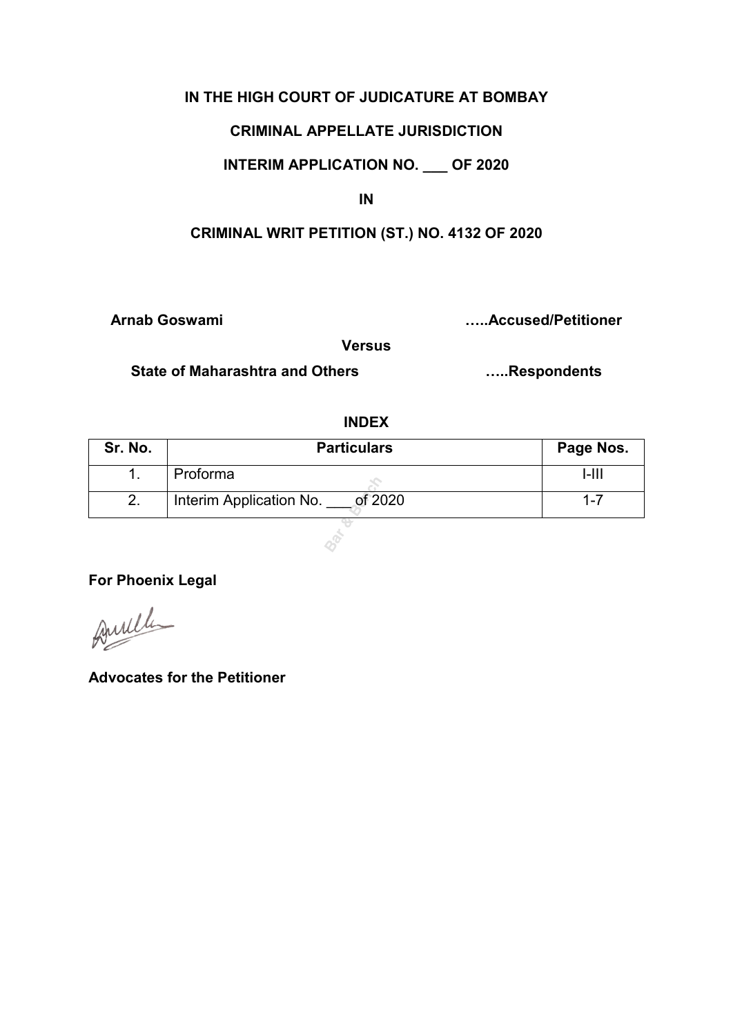**IN THE HIGH COURT OF JUDICATURE AT BOMBAY**

**CRIMINAL APPELLATE JURISDICTION**

**INTERIM APPLICATION NO. ___ OF 2020**

**IN**

**CRIMINAL WRIT PETITION (ST.) NO. 4132 OF 2020**

**Arnab Goswami** …..**Accused/Petitioner**

**Versus**

**State of Maharashtra and Others** …..**Respondents**

**INDEX**

| Sr. No. | Particulars | Page Nos. |
|---|---|---|
| 1. | Proforma | I-III |
| 2. | Interim Application No. ___ of 2020 | 1-7 |

**For Phoenix Legal**

**Advocates for the Petitioner**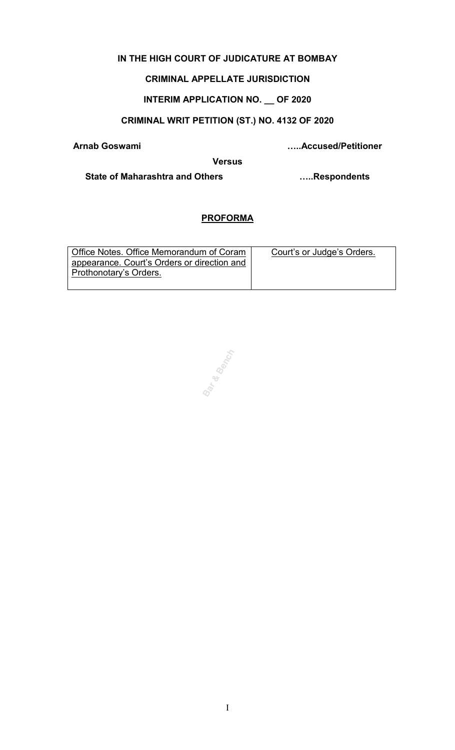**IN THE HIGH COURT OF JUDICATURE AT BOMBAY**

**CRIMINAL APPELLATE JURISDICTION**

**INTERIM APPLICATION NO. __ OF 2020**

**CRIMINAL WRIT PETITION (ST.) NO. 4132 OF 2020**

**Arnab Goswami** …..**Accused/Petitioner**

**Versus**

**State of Maharashtra and Others** …..**Respondents**

**PROFORMA**

| Office Notes. Office Memorandum of Coram appearance. Court's Orders or direction and Prothonotary's Orders. | Court's or Judge's Orders. |
|---|---|
| | |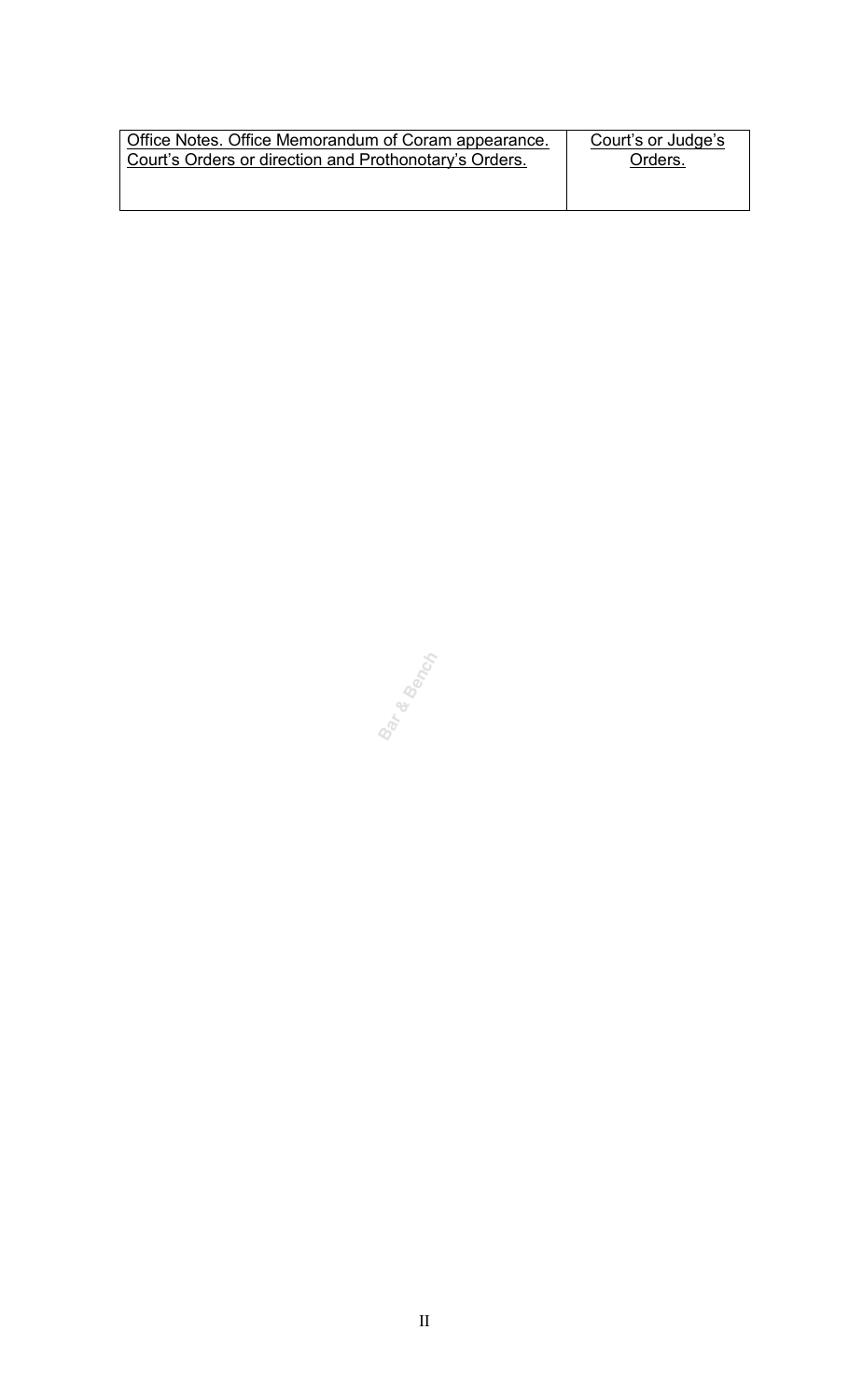| Office Notes. Office Memorandum of Coram appearance. Court's Orders or direction and Prothonotary's Orders. | Court's or Judge's Orders. |
| --- | --- |
| | |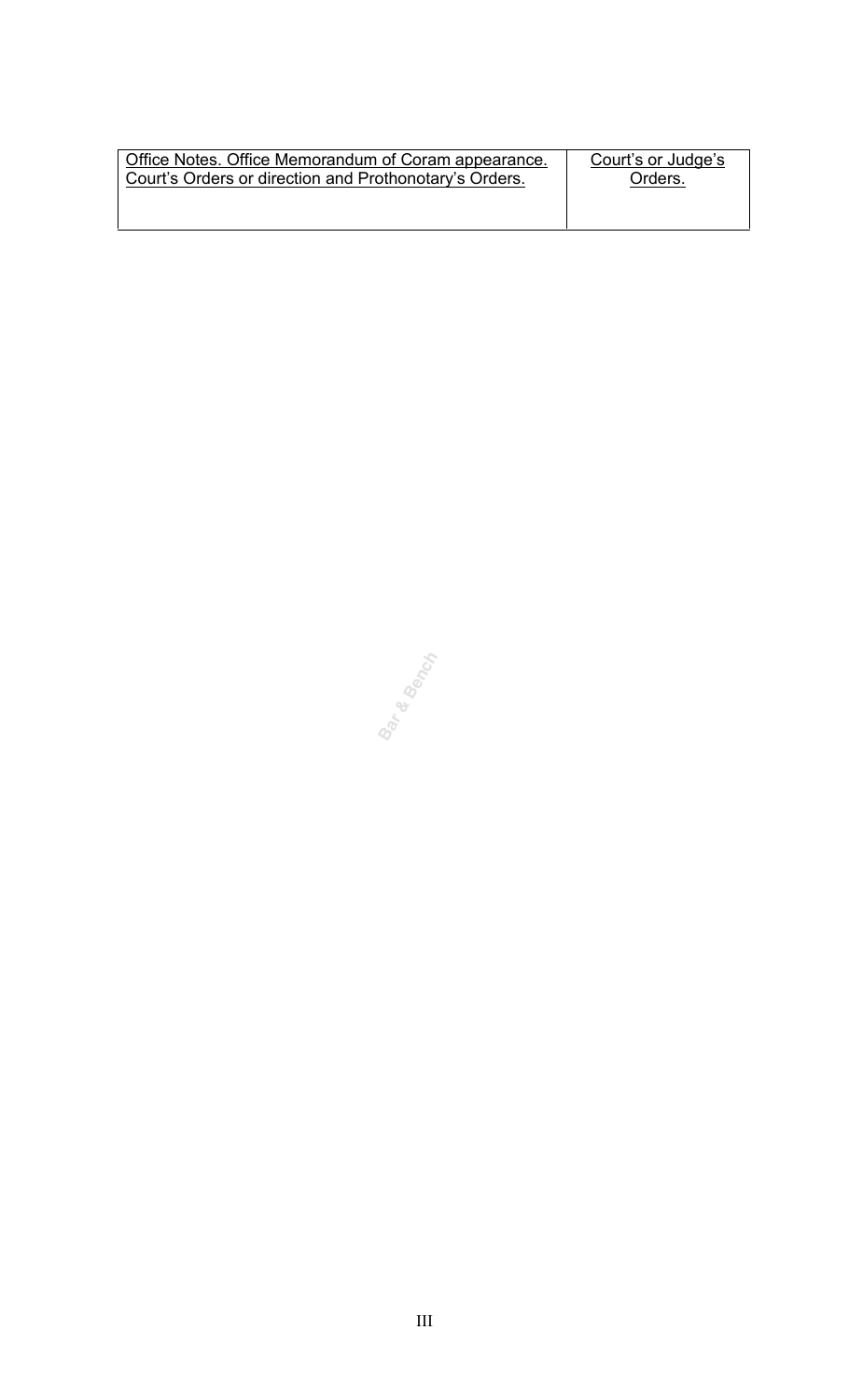| Office Notes. Office Memorandum of Coram appearance. Court's Orders or direction and Prothonotary's Orders. | Court's or Judge's Orders. |
| --- | --- |
| | |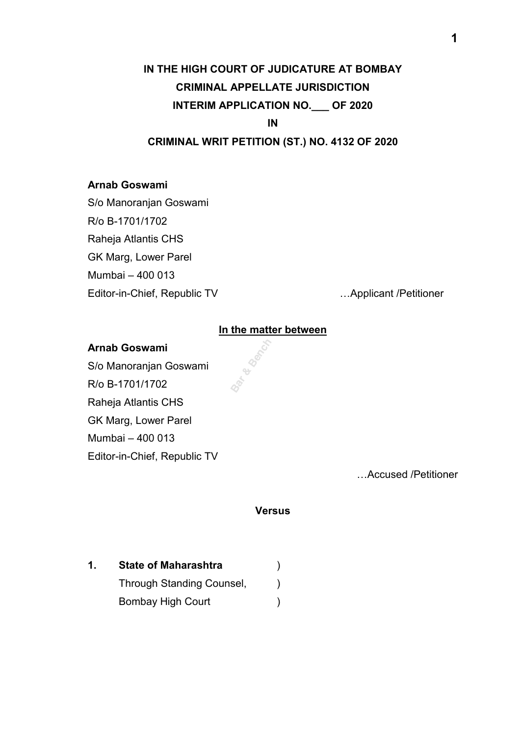**IN THE HIGH COURT OF JUDICATURE AT BOMBAY**

**CRIMINAL APPELLATE JURISDICTION**

**INTERIM APPLICATION NO.___ OF 2020**

**IN**

**CRIMINAL WRIT PETITION (ST.) NO. 4132 OF 2020**

**Arnab Goswami**
S/o Manoranjan Goswami
R/o B-1701/1702
Raheja Atlantis CHS
GK Marg, Lower Parel
Mumbai – 400 013
Editor-in-Chief, Republic TV …Applicant /Petitioner

**In the matter between**

**Arnab Goswami**
S/o Manoranjan Goswami
R/o B-1701/1702
Raheja Atlantis CHS
GK Marg, Lower Parel
Mumbai – 400 013
Editor-in-Chief, Republic TV

…Accused /Petitioner

**Versus**

| | | |
|---|---|---|
| **1.** | **State of Maharashtra** | ) |
| | Through Standing Counsel, | ) |
| | Bombay High Court | ) |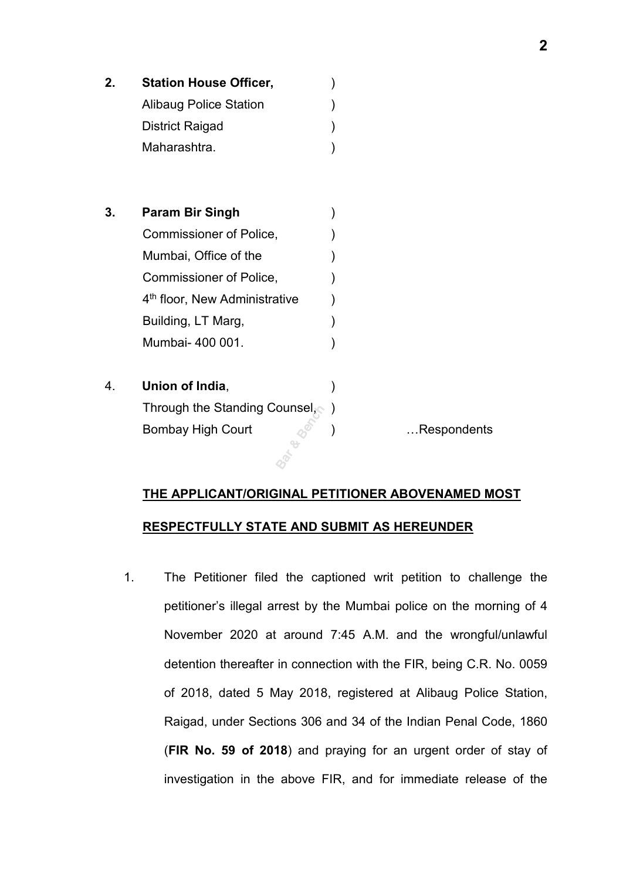**2.** **Station House Officer,** )
Alibaug Police Station )
District Raigad )
Maharashtra. )

**3.** **Param Bir Singh** )
Commissioner of Police, )
Mumbai, Office of the )
Commissioner of Police, )
4th floor, New Administrative )
Building, LT Marg, )
Mumbai- 400 001. )

4. **Union of India**, )
Through the Standing Counsel, )
Bombay High Court ) …Respondents

**THE APPLICANT/ORIGINAL PETITIONER ABOVENAMED MOST RESPECTFULLY STATE AND SUBMIT AS HEREUNDER**

1. The Petitioner filed the captioned writ petition to challenge the petitioner's illegal arrest by the Mumbai police on the morning of 4 November 2020 at around 7:45 A.M. and the wrongful/unlawful detention thereafter in connection with the FIR, being C.R. No. 0059 of 2018, dated 5 May 2018, registered at Alibaug Police Station, Raigad, under Sections 306 and 34 of the Indian Penal Code, 1860 (**FIR No. 59 of 2018**) and praying for an urgent order of stay of investigation in the above FIR, and for immediate release of the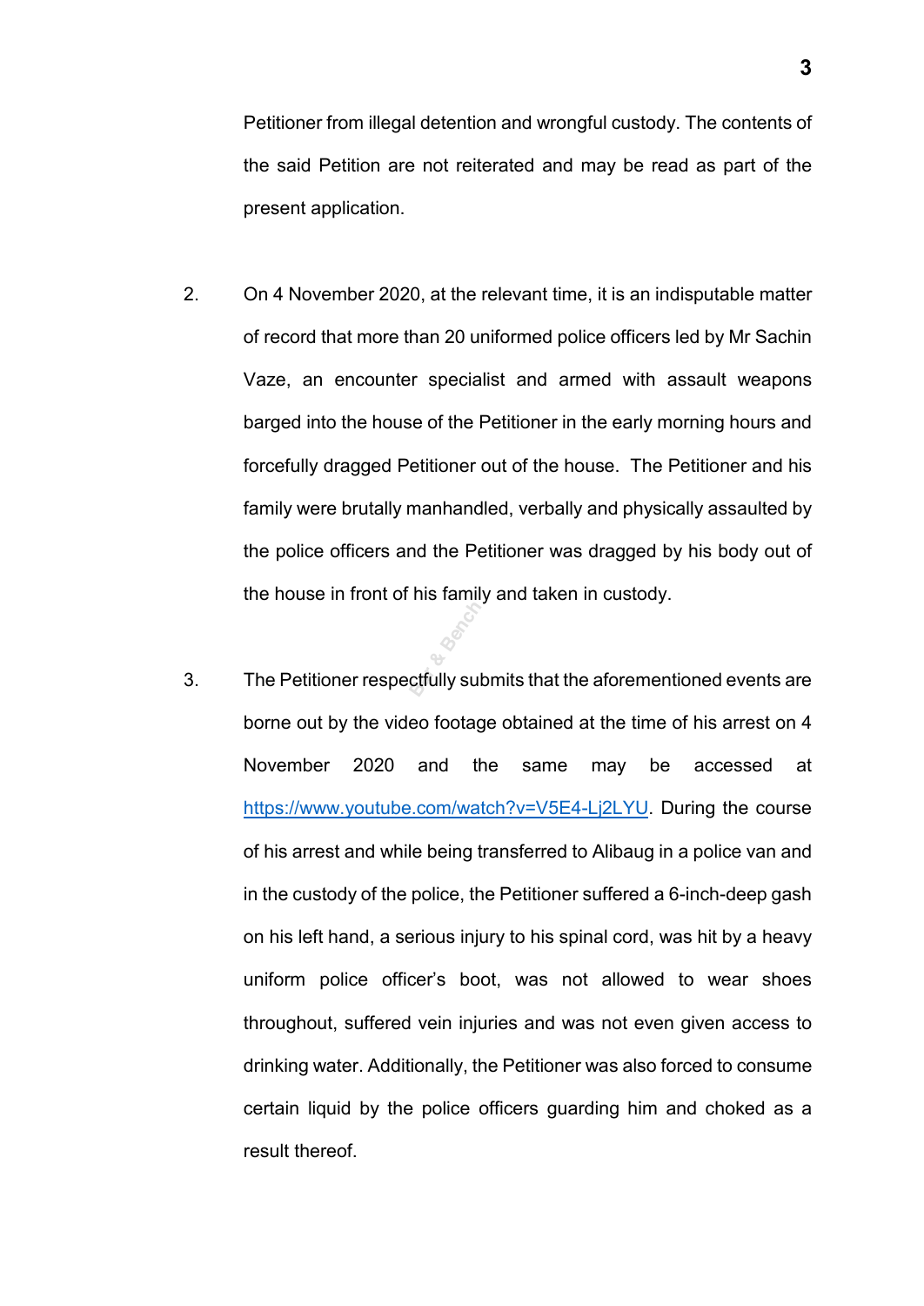Petitioner from illegal detention and wrongful custody. The contents of the said Petition are not reiterated and may be read as part of the present application.

2. On 4 November 2020, at the relevant time, it is an indisputable matter of record that more than 20 uniformed police officers led by Mr Sachin Vaze, an encounter specialist and armed with assault weapons barged into the house of the Petitioner in the early morning hours and forcefully dragged Petitioner out of the house. The Petitioner and his family were brutally manhandled, verbally and physically assaulted by the police officers and the Petitioner was dragged by his body out of the house in front of his family and taken in custody.

3. The Petitioner respectfully submits that the aforementioned events are borne out by the video footage obtained at the time of his arrest on 4 November 2020 and the same may be accessed at [https://www.youtube.com/watch?v=V5E4-Lj2LYU](https://www.youtube.com/watch?v=V5E4-Lj2LYU). During the course of his arrest and while being transferred to Alibaug in a police van and in the custody of the police, the Petitioner suffered a 6-inch-deep gash on his left hand, a serious injury to his spinal cord, was hit by a heavy uniform police officer's boot, was not allowed to wear shoes throughout, suffered vein injuries and was not even given access to drinking water. Additionally, the Petitioner was also forced to consume certain liquid by the police officers guarding him and choked as a result thereof.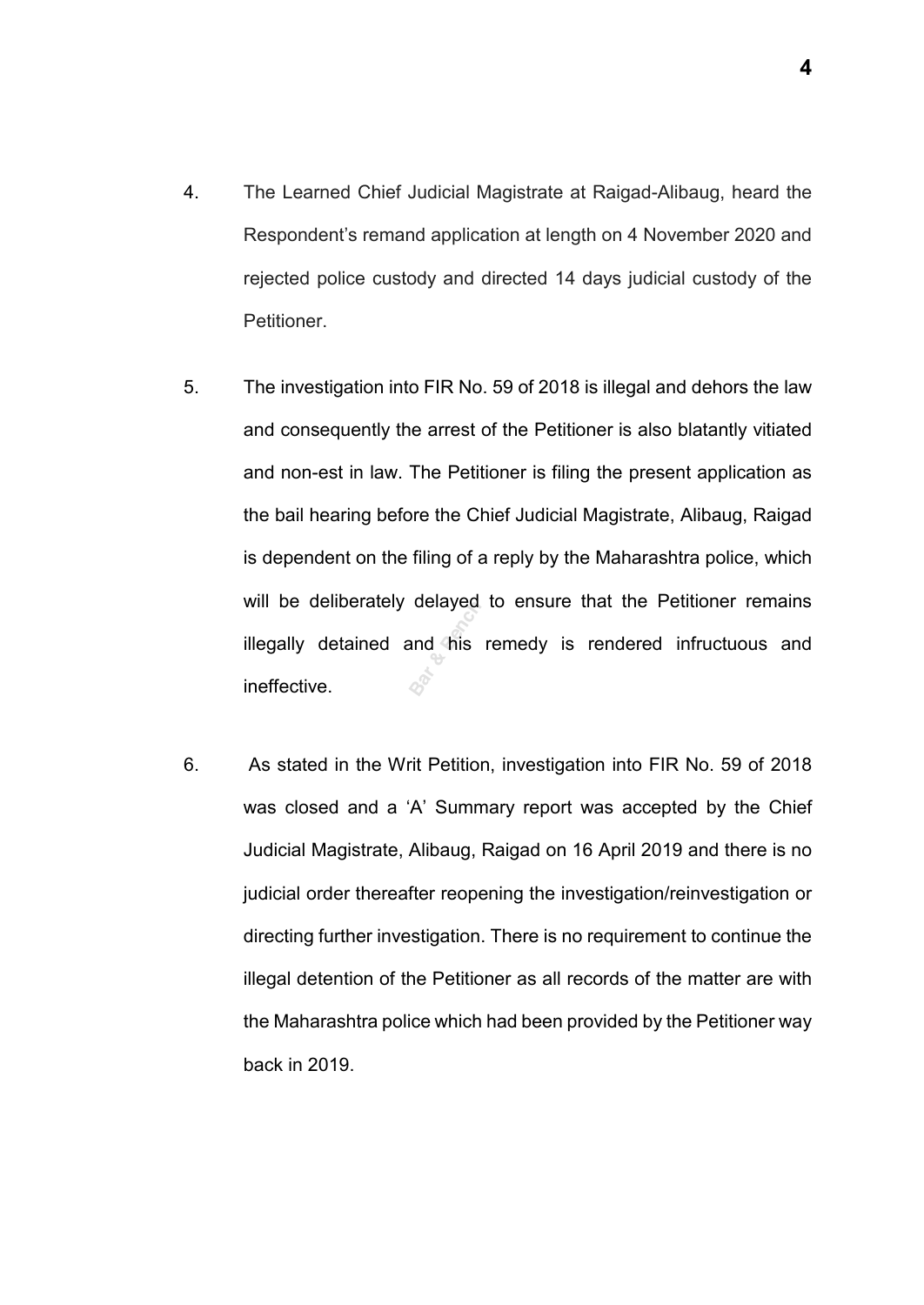4. The Learned Chief Judicial Magistrate at Raigad-Alibaug, heard the Respondent's remand application at length on 4 November 2020 and rejected police custody and directed 14 days judicial custody of the Petitioner.

5. The investigation into FIR No. 59 of 2018 is illegal and dehors the law and consequently the arrest of the Petitioner is also blatantly vitiated and non-est in law. The Petitioner is filing the present application as the bail hearing before the Chief Judicial Magistrate, Alibaug, Raigad is dependent on the filing of a reply by the Maharashtra police, which will be deliberately delayed to ensure that the Petitioner remains illegally detained and his remedy is rendered infructuous and ineffective.

6. As stated in the Writ Petition, investigation into FIR No. 59 of 2018 was closed and a 'A' Summary report was accepted by the Chief Judicial Magistrate, Alibaug, Raigad on 16 April 2019 and there is no judicial order thereafter reopening the investigation/reinvestigation or directing further investigation. There is no requirement to continue the illegal detention of the Petitioner as all records of the matter are with the Maharashtra police which had been provided by the Petitioner way back in 2019.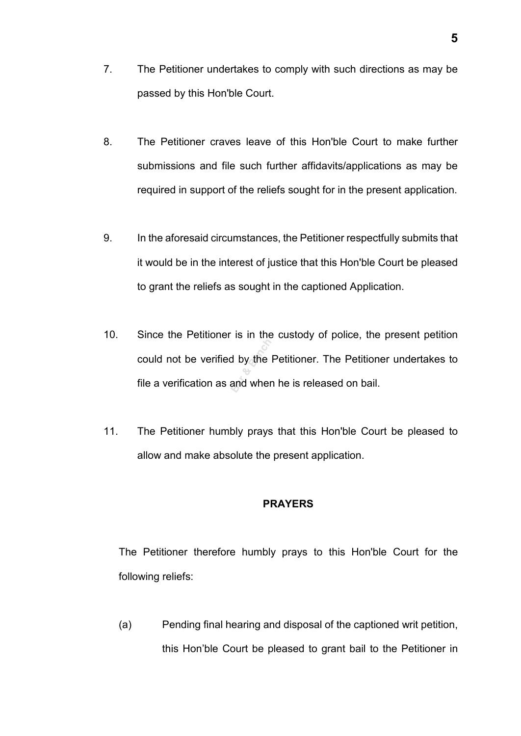7. The Petitioner undertakes to comply with such directions as may be passed by this Hon'ble Court.

8. The Petitioner craves leave of this Hon'ble Court to make further submissions and file such further affidavits/applications as may be required in support of the reliefs sought for in the present application.

9. In the aforesaid circumstances, the Petitioner respectfully submits that it would be in the interest of justice that this Hon'ble Court be pleased to grant the reliefs as sought in the captioned Application.

10. Since the Petitioner is in the custody of police, the present petition could not be verified by the Petitioner. The Petitioner undertakes to file a verification as and when he is released on bail.

11. The Petitioner humbly prays that this Hon'ble Court be pleased to allow and make absolute the present application.

**PRAYERS**

The Petitioner therefore humbly prays to this Hon'ble Court for the following reliefs:

(a) Pending final hearing and disposal of the captioned writ petition, this Hon'ble Court be pleased to grant bail to the Petitioner in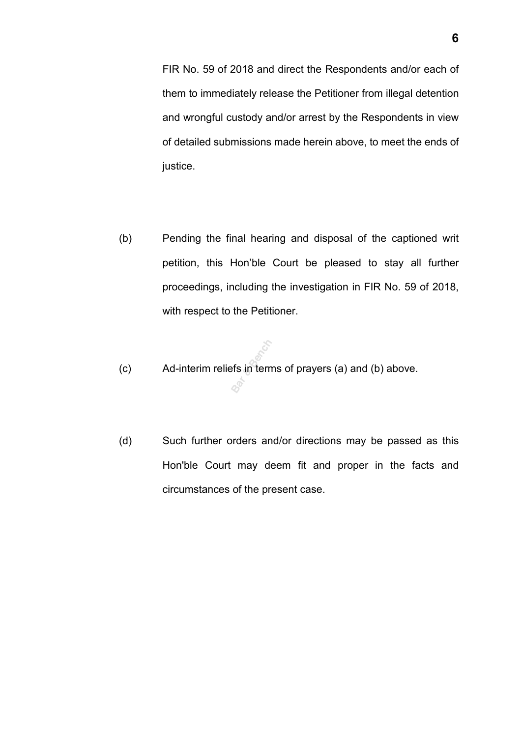FIR No. 59 of 2018 and direct the Respondents and/or each of them to immediately release the Petitioner from illegal detention and wrongful custody and/or arrest by the Respondents in view of detailed submissions made herein above, to meet the ends of justice.

(b) Pending the final hearing and disposal of the captioned writ petition, this Hon'ble Court be pleased to stay all further proceedings, including the investigation in FIR No. 59 of 2018, with respect to the Petitioner.

(c) Ad-interim reliefs in terms of prayers (a) and (b) above.

(d) Such further orders and/or directions may be passed as this Hon'ble Court may deem fit and proper in the facts and circumstances of the present case.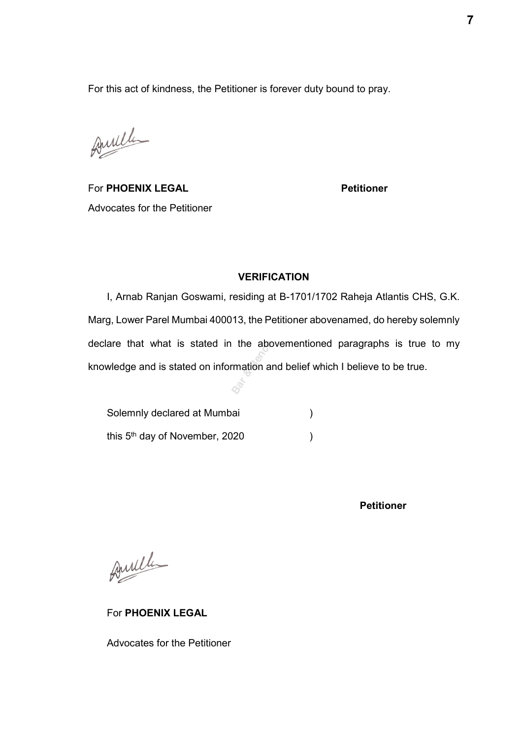For this act of kindness, the Petitioner is forever duty bound to pray.

For **PHOENIX LEGAL** **Petitioner**

Advocates for the Petitioner

**VERIFICATION**

I, Arnab Ranjan Goswami, residing at B-1701/1702 Raheja Atlantis CHS, G.K. Marg, Lower Parel Mumbai 400013, the Petitioner abovenamed, do hereby solemnly declare that what is stated in the abovementioned paragraphs is true to my knowledge and is stated on information and belief which I believe to be true.

Solemnly declared at Mumbai )

this 5th day of November, 2020 )

**Petitioner**

For **PHOENIX LEGAL**

Advocates for the Petitioner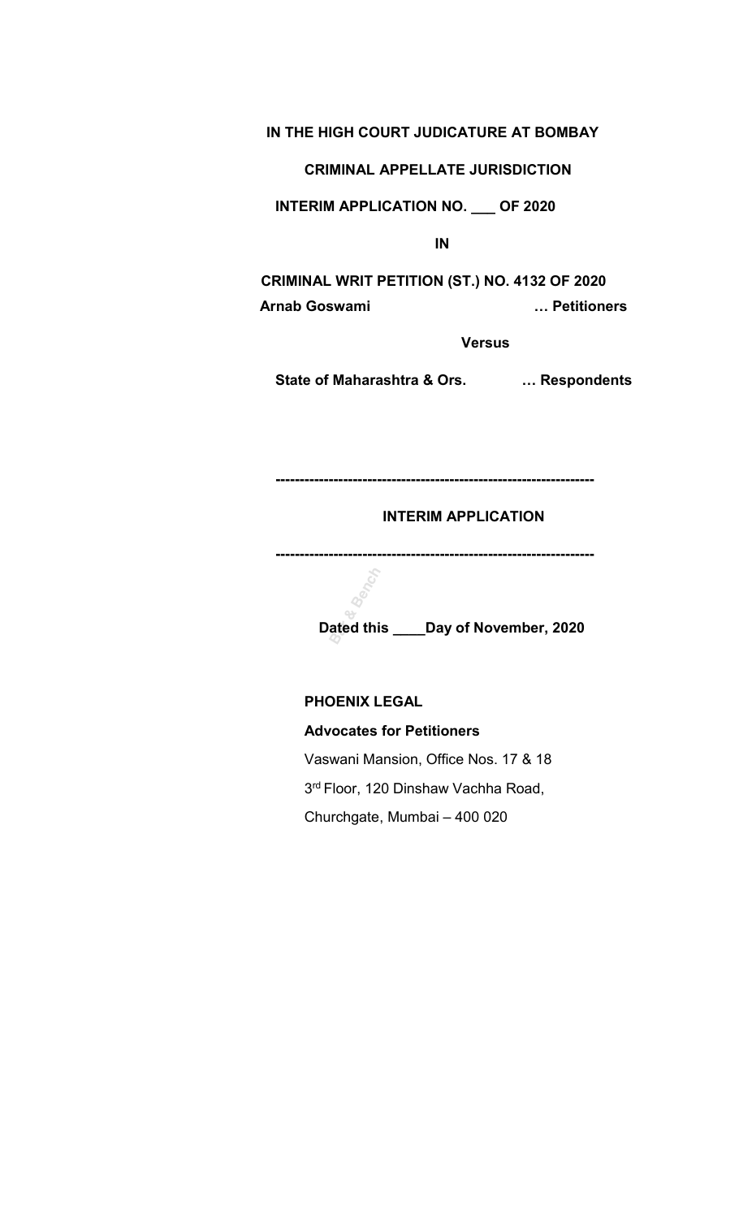**IN THE HIGH COURT JUDICATURE AT BOMBAY**

**CRIMINAL APPELLATE JURISDICTION**

**INTERIM APPLICATION NO. ___ OF 2020**

**IN**

**CRIMINAL WRIT PETITION (ST.) NO. 4132 OF 2020**

**Arnab Goswami … Petitioners**

**Versus**

**State of Maharashtra & Ors. … Respondents**

---

**INTERIM APPLICATION**

---

**Dated this ____Day of November, 2020**

**PHOENIX LEGAL**

**Advocates for Petitioners**

Vaswani Mansion, Office Nos. 17 & 18

3rd Floor, 120 Dinshaw Vachha Road,

Churchgate, Mumbai – 400 020